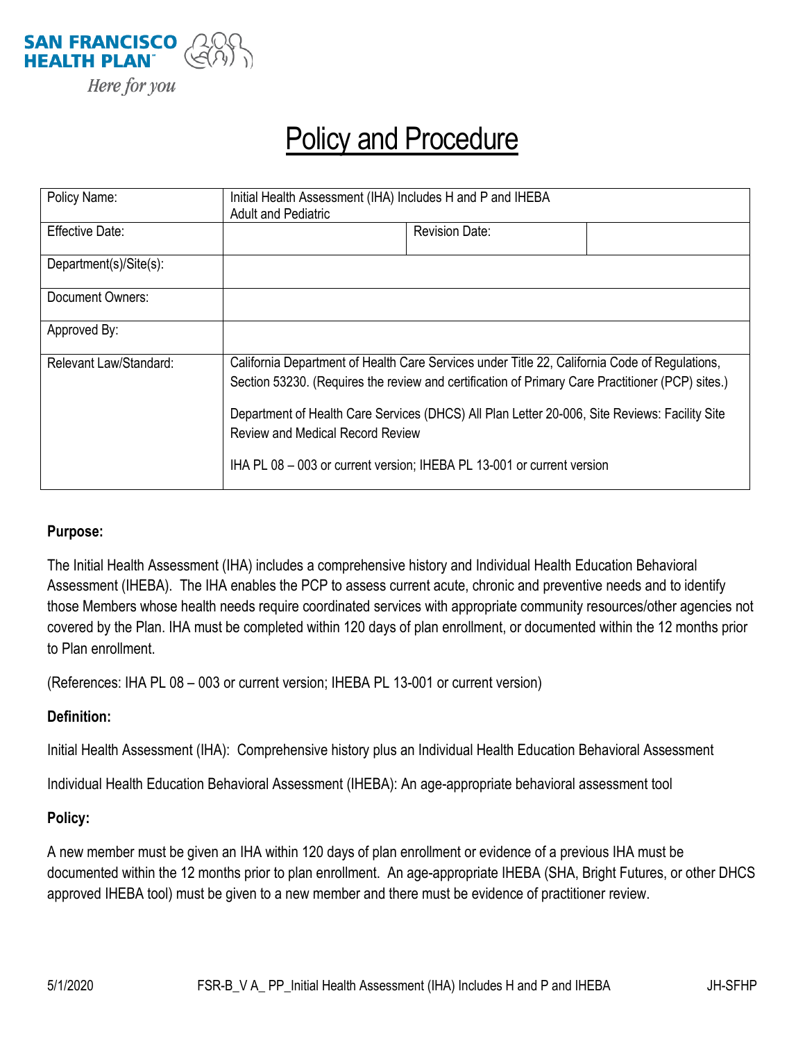SAN FRANCISCO HEALTH PLAN

*Here for you*

# Policy and Procedure

| Policy Name: | Initial Health Assessment (IHA) Includes H and P and IHEBA<br>Adult and Pediatric | | |
|---|---|---|---|
| Effective Date: | | Revision Date: | |
| Department(s)/Site(s): | | | |
| Document Owners: | | | |
| Approved By: | | | |
| Relevant Law/Standard: | California Department of Health Care Services under Title 22, California Code of Regulations, Section 53230. (Requires the review and certification of Primary Care Practitioner (PCP) sites.)<br><br>Department of Health Care Services (DHCS) All Plan Letter 20-006, Site Reviews: Facility Site Review and Medical Record Review<br><br>IHA PL 08 – 003 or current version; IHEBA PL 13-001 or current version | | |

**Purpose:**

The Initial Health Assessment (IHA) includes a comprehensive history and Individual Health Education Behavioral Assessment (IHEBA). The IHA enables the PCP to assess current acute, chronic and preventive needs and to identify those Members whose health needs require coordinated services with appropriate community resources/other agencies not covered by the Plan. IHA must be completed within 120 days of plan enrollment, or documented within the 12 months prior to Plan enrollment.

(References: IHA PL 08 – 003 or current version; IHEBA PL 13-001 or current version)

**Definition:**

Initial Health Assessment (IHA): Comprehensive history plus an Individual Health Education Behavioral Assessment

Individual Health Education Behavioral Assessment (IHEBA): An age-appropriate behavioral assessment tool

**Policy:**

A new member must be given an IHA within 120 days of plan enrollment or evidence of a previous IHA must be documented within the 12 months prior to plan enrollment. An age-appropriate IHEBA (SHA, Bright Futures, or other DHCS approved IHEBA tool) must be given to a new member and there must be evidence of practitioner review.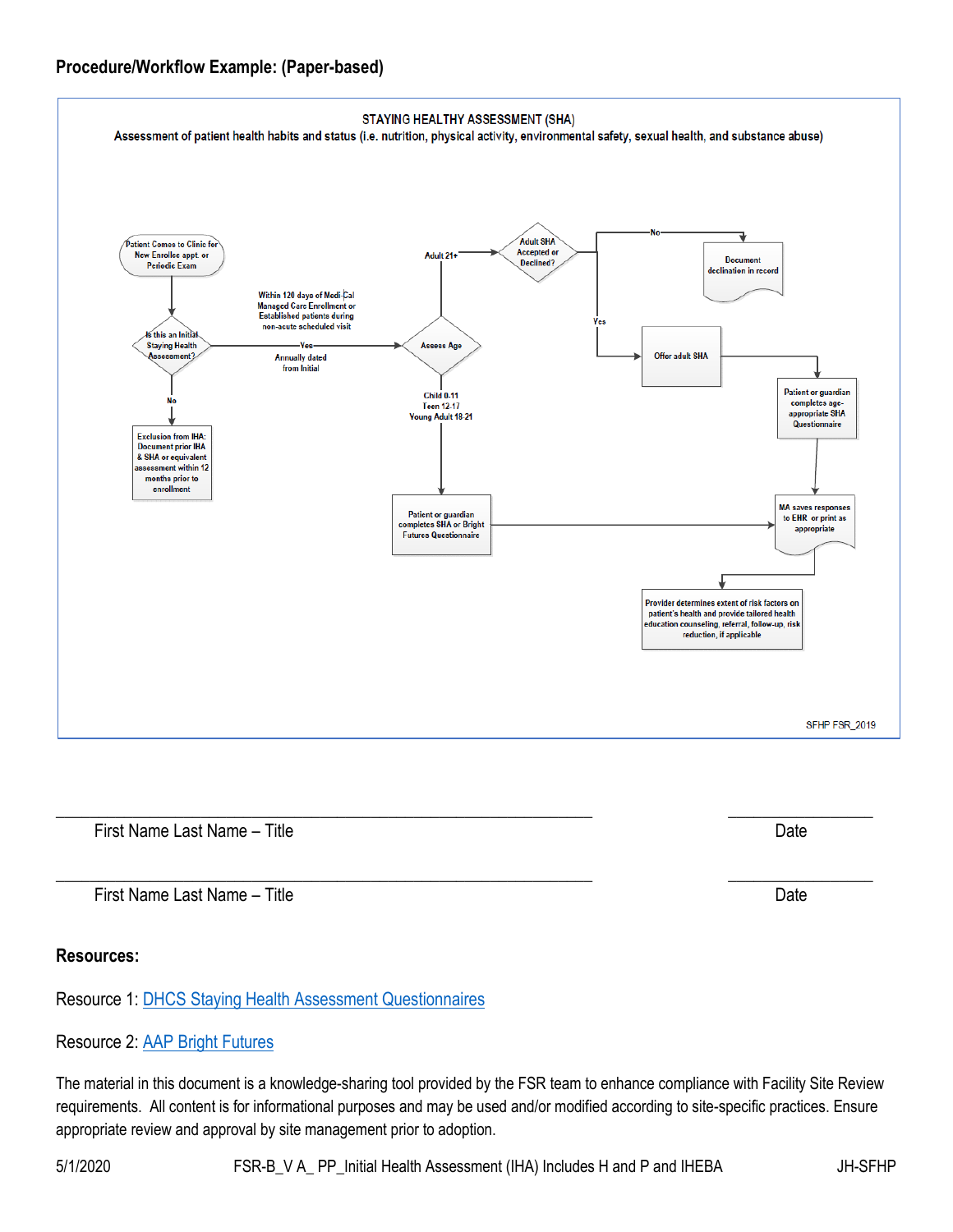**Procedure/Workflow Example: (Paper-based)**

STAYING HEALTHY ASSESSMENT (SHA)
Assessment of patient health habits and status (i.e. nutrition, physical activity, environmental safety, sexual health, and substance abuse)

Patient Comes to Clinic for New Enrollee appt. or Periodic Exam

Is this an Initial Staying Health Assessment?

No

Exclusion from IHA: Document prior IHA & SHA or equivalent assessment within 12 months prior to enrollment

Within 120 days of Medi-Cal Managed Care Enrollment or Established patients during non-acute scheduled visit

Yes

Annually dated from Initial

Assess Age

Adult 21+

Adult SHA Accepted or Declined?

No

Document declination in record

Yes

Offer adult SHA

Patient or guardian completes age-appropriate SHA Questionnaire

Child 0-11
Teen 12-17
Young Adult 18-21

Patient or guardian completes SHA or Bright Futures Questionnaire

MA saves responses to EHR or print as appropriate

Provider determines extent of risk factors on patient's health and provide tailored health education counseling, referral, follow-up, risk reduction, if applicable

SFHP FSR_2019

\_\_\_\_\_\_\_\_\_\_\_\_\_\_\_\_\_\_\_\_\_\_\_\_\_\_\_\_\_\_\_\_\_\_\_\_\_\_\_\_ \_\_\_\_\_\_\_\_\_\_\_\_\_\_\_\_

First Name Last Name – Title Date

\_\_\_\_\_\_\_\_\_\_\_\_\_\_\_\_\_\_\_\_\_\_\_\_\_\_\_\_\_\_\_\_\_\_\_\_\_\_\_\_ \_\_\_\_\_\_\_\_\_\_\_\_\_\_\_\_

First Name Last Name – Title Date

**Resources:**

Resource 1: DHCS Staying Health Assessment Questionnaires

Resource 2: AAP Bright Futures

The material in this document is a knowledge-sharing tool provided by the FSR team to enhance compliance with Facility Site Review requirements. All content is for informational purposes and may be used and/or modified according to site-specific practices. Ensure appropriate review and approval by site management prior to adoption.